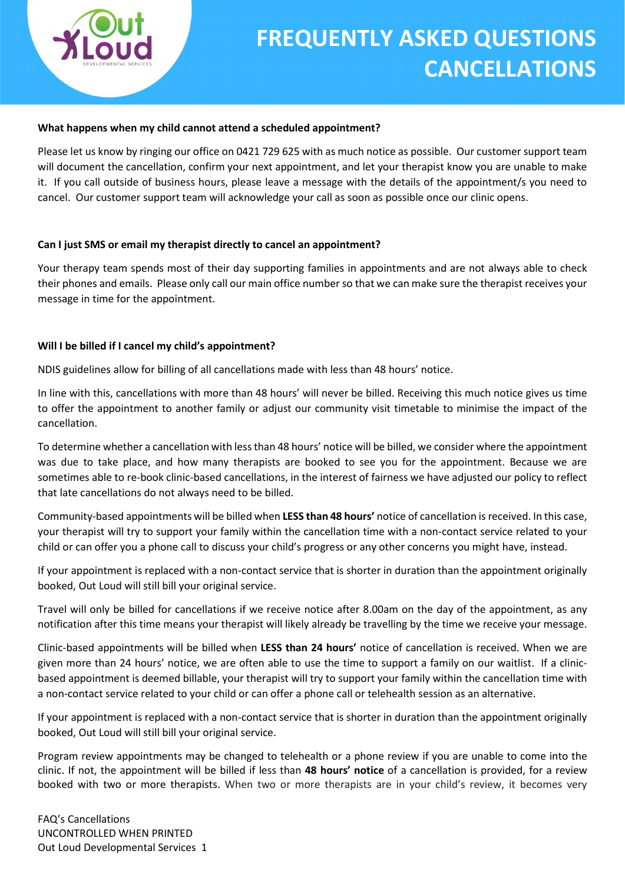# FREQUENTLY ASKED QUESTIONS CANCELLATIONS

**What happens when my child cannot attend a scheduled appointment?**

Please let us know by ringing our office on 0421 729 625 with as much notice as possible. Our customer support team will document the cancellation, confirm your next appointment, and let your therapist know you are unable to make it. If you call outside of business hours, please leave a message with the details of the appointment/s you need to cancel. Our customer support team will acknowledge your call as soon as possible once our clinic opens.

**Can I just SMS or email my therapist directly to cancel an appointment?**

Your therapy team spends most of their day supporting families in appointments and are not always able to check their phones and emails. Please only call our main office number so that we can make sure the therapist receives your message in time for the appointment.

**Will I be billed if I cancel my child's appointment?**

NDIS guidelines allow for billing of all cancellations made with less than 48 hours' notice.

In line with this, cancellations with more than 48 hours' will never be billed. Receiving this much notice gives us time to offer the appointment to another family or adjust our community visit timetable to minimise the impact of the cancellation.

To determine whether a cancellation with less than 48 hours' notice will be billed, we consider where the appointment was due to take place, and how many therapists are booked to see you for the appointment. Because we are sometimes able to re-book clinic-based cancellations, in the interest of fairness we have adjusted our policy to reflect that late cancellations do not always need to be billed.

Community-based appointments will be billed when **LESS than 48 hours'** notice of cancellation is received. In this case, your therapist will try to support your family within the cancellation time with a non-contact service related to your child or can offer you a phone call to discuss your child's progress or any other concerns you might have, instead.

If your appointment is replaced with a non-contact service that is shorter in duration than the appointment originally booked, Out Loud will still bill your original service.

Travel will only be billed for cancellations if we receive notice after 8.00am on the day of the appointment, as any notification after this time means your therapist will likely already be travelling by the time we receive your message.

Clinic-based appointments will be billed when **LESS than 24 hours'** notice of cancellation is received. When we are given more than 24 hours' notice, we are often able to use the time to support a family on our waitlist. If a clinic-based appointment is deemed billable, your therapist will try to support your family within the cancellation time with a non-contact service related to your child or can offer a phone call or telehealth session as an alternative.

If your appointment is replaced with a non-contact service that is shorter in duration than the appointment originally booked, Out Loud will still bill your original service.

Program review appointments may be changed to telehealth or a phone review if you are unable to come into the clinic. If not, the appointment will be billed if less than **48 hours' notice** of a cancellation is provided, for a review booked with two or more therapists. When two or more therapists are in your child's review, it becomes very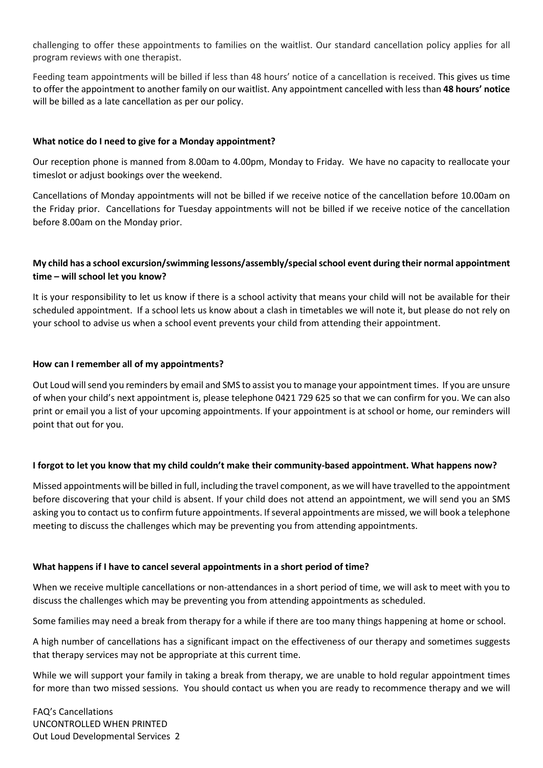challenging to offer these appointments to families on the waitlist. Our standard cancellation policy applies for all program reviews with one therapist.

Feeding team appointments will be billed if less than 48 hours' notice of a cancellation is received. This gives us time to offer the appointment to another family on our waitlist. Any appointment cancelled with less than **48 hours' notice** will be billed as a late cancellation as per our policy.

**What notice do I need to give for a Monday appointment?**

Our reception phone is manned from 8.00am to 4.00pm, Monday to Friday. We have no capacity to reallocate your timeslot or adjust bookings over the weekend.

Cancellations of Monday appointments will not be billed if we receive notice of the cancellation before 10.00am on the Friday prior. Cancellations for Tuesday appointments will not be billed if we receive notice of the cancellation before 8.00am on the Monday prior.

**My child has a school excursion/swimming lessons/assembly/special school event during their normal appointment time – will school let you know?**

It is your responsibility to let us know if there is a school activity that means your child will not be available for their scheduled appointment. If a school lets us know about a clash in timetables we will note it, but please do not rely on your school to advise us when a school event prevents your child from attending their appointment.

**How can I remember all of my appointments?**

Out Loud will send you reminders by email and SMS to assist you to manage your appointment times. If you are unsure of when your child's next appointment is, please telephone 0421 729 625 so that we can confirm for you. We can also print or email you a list of your upcoming appointments. If your appointment is at school or home, our reminders will point that out for you.

**I forgot to let you know that my child couldn't make their community-based appointment. What happens now?**

Missed appointments will be billed in full, including the travel component, as we will have travelled to the appointment before discovering that your child is absent. If your child does not attend an appointment, we will send you an SMS asking you to contact us to confirm future appointments. If several appointments are missed, we will book a telephone meeting to discuss the challenges which may be preventing you from attending appointments.

**What happens if I have to cancel several appointments in a short period of time?**

When we receive multiple cancellations or non-attendances in a short period of time, we will ask to meet with you to discuss the challenges which may be preventing you from attending appointments as scheduled.

Some families may need a break from therapy for a while if there are too many things happening at home or school.

A high number of cancellations has a significant impact on the effectiveness of our therapy and sometimes suggests that therapy services may not be appropriate at this current time.

While we will support your family in taking a break from therapy, we are unable to hold regular appointment times for more than two missed sessions. You should contact us when you are ready to recommence therapy and we will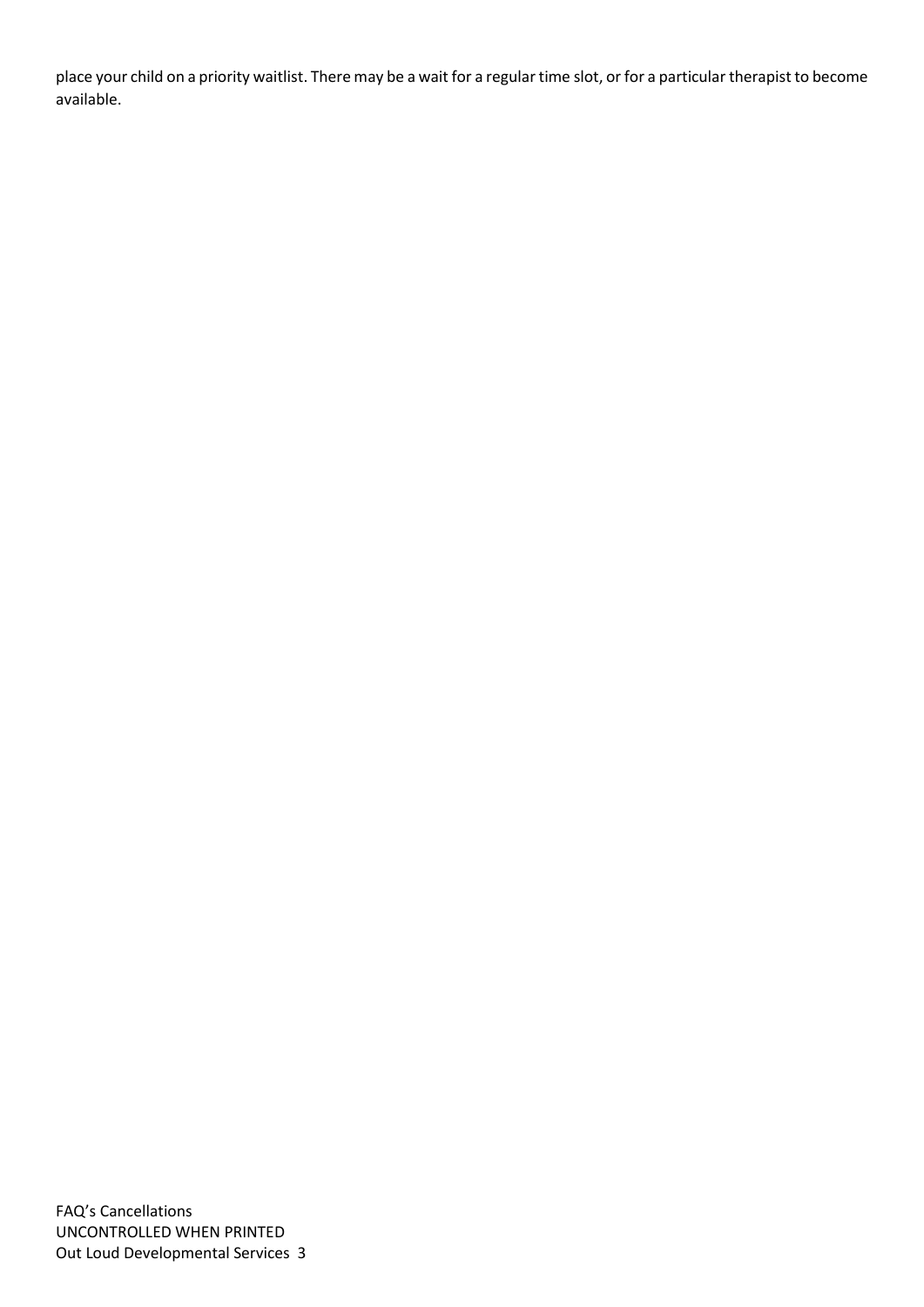place your child on a priority waitlist. There may be a wait for a regular time slot, or for a particular therapist to become available.